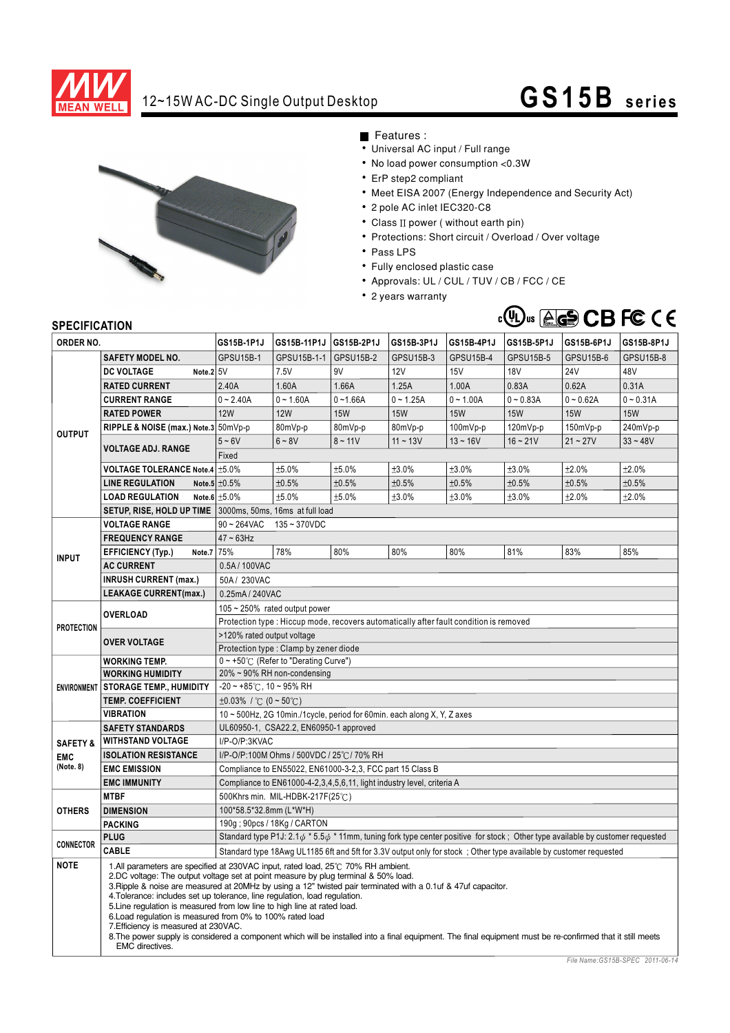# MEAN WELL 12~15W AC-DC Single Output Desktop — GS15B series

## Features :

- Universal AC input / Full range
- No load power consumption <0.3W
- ErP step2 compliant
- Meet EISA 2007 (Energy Independence and Security Act)
- 2 pole AC inlet IEC320-C8
- Class II power ( without earth pin)
- Protections: Short circuit / Overload / Over voltage
- Pass LPS
- Fully enclosed plastic case
- Approvals: UL / CUL / TUV / CB / FCC / CE
- 2 years warranty

## SPECIFICATION

| ORDER NO. | | GS15B-1P1J | GS15B-11P1J | GS15B-2P1J | GS15B-3P1J | GS15B-4P1J | GS15B-5P1J | GS15B-6P1J | GS15B-8P1J |
|---|---|---|---|---|---|---|---|---|---|
| OUTPUT | SAFETY MODEL NO. | GPSU15B-1 | GPSU15B-1-1 | GPSU15B-2 | GPSU15B-3 | GPSU15B-4 | GPSU15B-5 | GPSU15B-6 | GPSU15B-8 |
| | DC VOLTAGE Note.2 | 5V | 7.5V | 9V | 12V | 15V | 18V | 24V | 48V |
| | RATED CURRENT | 2.40A | 1.60A | 1.66A | 1.25A | 1.00A | 0.83A | 0.62A | 0.31A |
| | CURRENT RANGE | 0 ~ 2.40A | 0 ~ 1.60A | 0 ~1.66A | 0 ~ 1.25A | 0 ~ 1.00A | 0 ~ 0.83A | 0 ~ 0.62A | 0 ~ 0.31A |
| | RATED POWER | 12W | 12W | 15W | 15W | 15W | 15W | 15W | 15W |
| | RIPPLE & NOISE (max.) Note.3 | 50mVp-p | 80mVp-p | 80mVp-p | 80mVp-p | 100mVp-p | 120mVp-p | 150mVp-p | 240mVp-p |
| | VOLTAGE ADJ. RANGE | 5 ~ 6V | 6 ~ 8V | 8 ~ 11V | 11 ~ 13V | 13 ~ 16V | 16 ~ 21V | 21 ~ 27V | 33 ~ 48V |
| | | Fixed | | | | | | | |
| | VOLTAGE TOLERANCE Note.4 | ±5.0% | ±5.0% | ±5.0% | ±3.0% | ±3.0% | ±3.0% | ±2.0% | ±2.0% |
| | LINE REGULATION Note.5 | ±0.5% | ±0.5% | ±0.5% | ±0.5% | ±0.5% | ±0.5% | ±0.5% | ±0.5% |
| | LOAD REGULATION Note.6 | ±5.0% | ±5.0% | ±5.0% | ±3.0% | ±3.0% | ±3.0% | ±2.0% | ±2.0% |
| | SETUP, RISE, HOLD UP TIME | 3000ms, 50ms, 16ms at full load | | | | | | | |
| INPUT | VOLTAGE RANGE | 90 ~ 264VAC 135 ~ 370VDC | | | | | | | |
| | FREQUENCY RANGE | 47 ~ 63Hz | | | | | | | |
| | EFFICIENCY (Typ.) Note.7 | 75% | 78% | 80% | 80% | 80% | 81% | 83% | 85% |
| | AC CURRENT | 0.5A / 100VAC | | | | | | | |
| | INRUSH CURRENT (max.) | 50A / 230VAC | | | | | | | |
| | LEAKAGE CURRENT(max.) | 0.25mA / 240VAC | | | | | | | |
| PROTECTION | OVERLOAD | 105 ~ 250% rated output power | | | | | | | |
| | | Protection type : Hiccup mode, recovers automatically after fault condition is removed | | | | | | | |
| | OVER VOLTAGE | >120% rated output voltage | | | | | | | |
| | | Protection type : Clamp by zener diode | | | | | | | |
| ENVIRONMENT | WORKING TEMP. | 0 ~ +50℃ (Refer to "Derating Curve") | | | | | | | |
| | WORKING HUMIDITY | 20% ~ 90% RH non-condensing | | | | | | | |
| | STORAGE TEMP., HUMIDITY | -20 ~ +85℃, 10 ~ 95% RH | | | | | | | |
| | TEMP. COEFFICIENT | ±0.03% / ℃ (0 ~ 50℃) | | | | | | | |
| | VIBRATION | 10 ~ 500Hz, 2G 10min./1cycle, period for 60min. each along X, Y, Z axes | | | | | | | |
| SAFETY & EMC (Note. 8) | SAFETY STANDARDS | UL60950-1, CSA22.2, EN60950-1 approved | | | | | | | |
| | WITHSTAND VOLTAGE | I/P-O/P:3KVAC | | | | | | | |
| | ISOLATION RESISTANCE | I/P-O/P:100M Ohms / 500VDC / 25℃/ 70% RH | | | | | | | |
| | EMC EMISSION | Compliance to EN55022, EN61000-3-2,3, FCC part 15 Class B | | | | | | | |
| | EMC IMMUNITY | Compliance to EN61000-4-2,3,4,5,6,11, light industry level, criteria A | | | | | | | |
| OTHERS | MTBF | 500Khrs min. MIL-HDBK-217F(25℃) | | | | | | | |
| | DIMENSION | 100*58.5*32.8mm (L*W*H) | | | | | | | |
| | PACKING | 190g ; 90pcs / 18Kg / CARTON | | | | | | | |
| CONNECTOR | PLUG | Standard type P1J: 2.1φ * 5.5φ * 11mm, tuning fork type center positive for stock ; Other type available by customer requested | | | | | | | |
| | CABLE | Standard type 18Awg UL1185 6ft and 5ft for 3.3V output only for stock ; Other type available by customer requested | | | | | | | |

**NOTE**

1. All parameters are specified at 230VAC input, rated load, 25℃ 70% RH ambient.
2. DC voltage: The output voltage set at point measure by plug terminal & 50% load.
3. Ripple & noise are measured at 20MHz by using a 12" twisted pair terminated with a 0.1uf & 47uf capacitor.
4. Tolerance: includes set up tolerance, line regulation, load regulation.
5. Line regulation is measured from low line to high line at rated load.
6. Load regulation is measured from 0% to 100% rated load
7. Efficiency is measured at 230VAC.
8. The power supply is considered a component which will be installed into a final equipment. The final equipment must be re-confirmed that it still meets EMC directives.

*File Name:GS15B-SPEC 2011-06-14*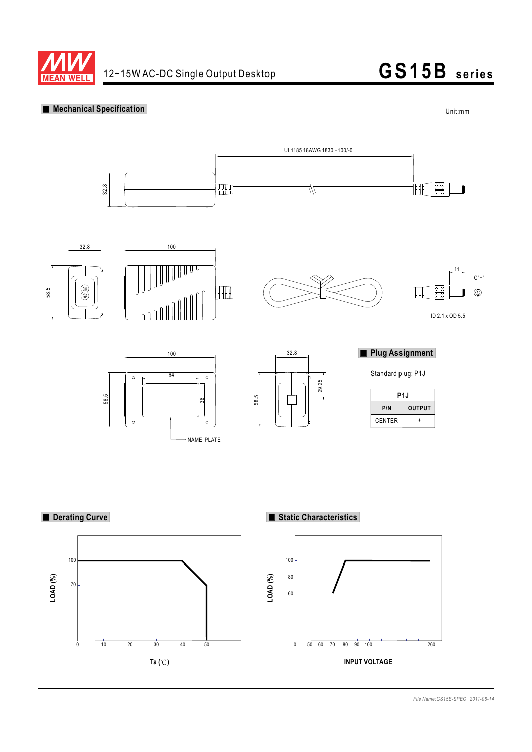12~15W AC-DC Single Output Desktop

# GS15B series

## Mechanical Specification

Unit:mm

UL1185 18AWG 1830 +100/-0

32.8

32.8

100

58.5

11

C"+"

ID 2.1 x OD 5.5

100

64

58.5

36

NAME PLATE

32.8

58.5

29.25

## Plug Assignment

Standard plug: P1J

| P1J | |
|---|---|
| P/N | OUTPUT |
| CENTER | + |

## Derating Curve

LOAD (%)

100

70

0 10 20 30 40 50

Ta (℃)

## Static Characteristics

LOAD (%)

100

80

60

0 50 60 70 80 90 100 260

INPUT VOLTAGE

*File Name:GS15B-SPEC 2011-06-14*